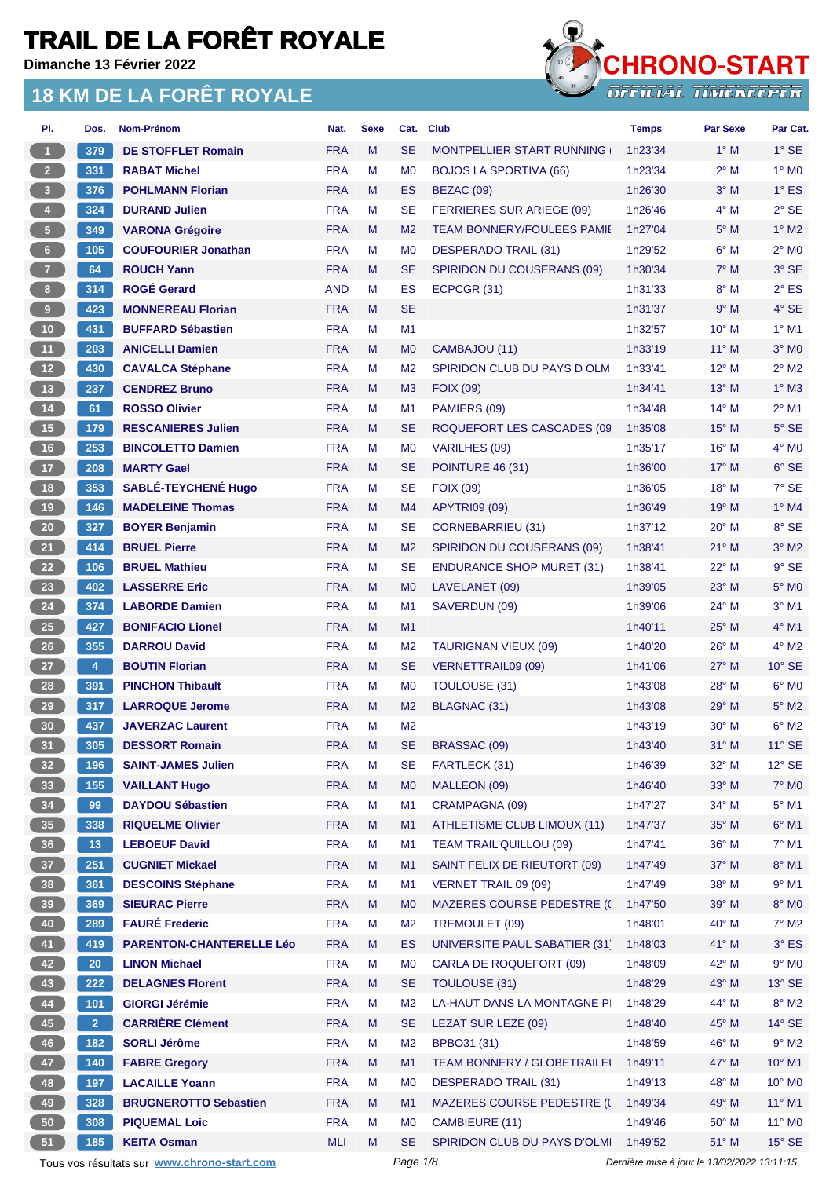# TRAIL DE LA FORÊT ROYALE

**Dimanche 13 Février 2022**

## 18 KM DE LA FORÊT ROYALE

CHRONO-START
OFFICIAL TIMEKEEPER

| Pl. | Dos. | Nom-Prénom | Nat. | Sexe | Cat. | Club | Temps | Par Sexe | Par Cat. |
|---|---|---|---|---|---|---|---|---|---|
| 1 | 379 | DE STOFFLET Romain | FRA | M | SE | MONTPELLIER START RUNNING ( | 1h23'34 | 1° M | 1° SE |
| 2 | 331 | RABAT Michel | FRA | M | M0 | BOJOS LA SPORTIVA (66) | 1h23'34 | 2° M | 1° M0 |
| 3 | 376 | POHLMANN Florian | FRA | M | ES | BEZAC (09) | 1h26'30 | 3° M | 1° ES |
| 4 | 324 | DURAND Julien | FRA | M | SE | FERRIERES SUR ARIEGE (09) | 1h26'46 | 4° M | 2° SE |
| 5 | 349 | VARONA Grégoire | FRA | M | M2 | TEAM BONNERY/FOULEES PAMIE | 1h27'04 | 5° M | 1° M2 |
| 6 | 105 | COUFOURIER Jonathan | FRA | M | M0 | DESPERADO TRAIL (31) | 1h29'52 | 6° M | 2° M0 |
| 7 | 64 | ROUCH Yann | FRA | M | SE | SPIRIDON DU COUSERANS (09) | 1h30'34 | 7° M | 3° SE |
| 8 | 314 | ROGÉ Gerard | AND | M | ES | ECPCGR (31) | 1h31'33 | 8° M | 2° ES |
| 9 | 423 | MONNEREAU Florian | FRA | M | SE |  | 1h31'37 | 9° M | 4° SE |
| 10 | 431 | BUFFARD Sébastien | FRA | M | M1 |  | 1h32'57 | 10° M | 1° M1 |
| 11 | 203 | ANICELLI Damien | FRA | M | M0 | CAMBAJOU (11) | 1h33'19 | 11° M | 3° M0 |
| 12 | 430 | CAVALCA Stéphane | FRA | M | M2 | SPIRIDON CLUB DU PAYS D OLM | 1h33'41 | 12° M | 2° M2 |
| 13 | 237 | CENDREZ Bruno | FRA | M | M3 | FOIX (09) | 1h34'41 | 13° M | 1° M3 |
| 14 | 61 | ROSSO Olivier | FRA | M | M1 | PAMIERS (09) | 1h34'48 | 14° M | 2° M1 |
| 15 | 179 | RESCANIERES Julien | FRA | M | SE | ROQUEFORT LES CASCADES (09 | 1h35'08 | 15° M | 5° SE |
| 16 | 253 | BINCOLETTO Damien | FRA | M | M0 | VARILHES (09) | 1h35'17 | 16° M | 4° M0 |
| 17 | 208 | MARTY Gael | FRA | M | SE | POINTURE 46 (31) | 1h36'00 | 17° M | 6° SE |
| 18 | 353 | SABLÉ-TEYCHENÉ Hugo | FRA | M | SE | FOIX (09) | 1h36'05 | 18° M | 7° SE |
| 19 | 146 | MADELEINE Thomas | FRA | M | M4 | APYTRI09 (09) | 1h36'49 | 19° M | 1° M4 |
| 20 | 327 | BOYER Benjamin | FRA | M | SE | CORNEBARRIEU (31) | 1h37'12 | 20° M | 8° SE |
| 21 | 414 | BRUEL Pierre | FRA | M | M2 | SPIRIDON DU COUSERANS (09) | 1h38'41 | 21° M | 3° M2 |
| 22 | 106 | BRUEL Mathieu | FRA | M | SE | ENDURANCE SHOP MURET (31) | 1h38'41 | 22° M | 9° SE |
| 23 | 402 | LASSERRE Eric | FRA | M | M0 | LAVELANET (09) | 1h39'05 | 23° M | 5° M0 |
| 24 | 374 | LABORDE Damien | FRA | M | M1 | SAVERDUN (09) | 1h39'06 | 24° M | 3° M1 |
| 25 | 427 | BONIFACIO Lionel | FRA | M | M1 |  | 1h40'11 | 25° M | 4° M1 |
| 26 | 355 | DARROU David | FRA | M | M2 | TAURIGNAN VIEUX (09) | 1h40'20 | 26° M | 4° M2 |
| 27 | 4 | BOUTIN Florian | FRA | M | SE | VERNETTRAIL09 (09) | 1h41'06 | 27° M | 10° SE |
| 28 | 391 | PINCHON Thibault | FRA | M | M0 | TOULOUSE (31) | 1h43'08 | 28° M | 6° M0 |
| 29 | 317 | LARROQUE Jerome | FRA | M | M2 | BLAGNAC (31) | 1h43'08 | 29° M | 5° M2 |
| 30 | 437 | JAVERZAC Laurent | FRA | M | M2 |  | 1h43'19 | 30° M | 6° M2 |
| 31 | 305 | DESSORT Romain | FRA | M | SE | BRASSAC (09) | 1h43'40 | 31° M | 11° SE |
| 32 | 196 | SAINT-JAMES Julien | FRA | M | SE | FARTLECK (31) | 1h46'39 | 32° M | 12° SE |
| 33 | 155 | VAILLANT Hugo | FRA | M | M0 | MALLEON (09) | 1h46'40 | 33° M | 7° M0 |
| 34 | 99 | DAYDOU Sébastien | FRA | M | M1 | CRAMPAGNA (09) | 1h47'27 | 34° M | 5° M1 |
| 35 | 338 | RIQUELME Olivier | FRA | M | M1 | ATHLETISME CLUB LIMOUX (11) | 1h47'37 | 35° M | 6° M1 |
| 36 | 13 | LEBOEUF David | FRA | M | M1 | TEAM TRAIL'QUILLOU (09) | 1h47'41 | 36° M | 7° M1 |
| 37 | 251 | CUGNIET Mickael | FRA | M | M1 | SAINT FELIX DE RIEUTORT (09) | 1h47'49 | 37° M | 8° M1 |
| 38 | 361 | DESCOINS Stéphane | FRA | M | M1 | VERNET TRAIL 09 (09) | 1h47'49 | 38° M | 9° M1 |
| 39 | 369 | SIEURAC Pierre | FRA | M | M0 | MAZERES COURSE PEDESTRE (( | 1h47'50 | 39° M | 8° M0 |
| 40 | 289 | FAURÉ Frederic | FRA | M | M2 | TREMOULET (09) | 1h48'01 | 40° M | 7° M2 |
| 41 | 419 | PARENTON-CHANTERELLE Léo | FRA | M | ES | UNIVERSITE PAUL SABATIER (31) | 1h48'03 | 41° M | 3° ES |
| 42 | 20 | LINON Michael | FRA | M | M0 | CARLA DE ROQUEFORT (09) | 1h48'09 | 42° M | 9° M0 |
| 43 | 222 | DELAGNES Florent | FRA | M | SE | TOULOUSE (31) | 1h48'29 | 43° M | 13° SE |
| 44 | 101 | GIORGI Jérémie | FRA | M | M2 | LA-HAUT DANS LA MONTAGNE PI | 1h48'29 | 44° M | 8° M2 |
| 45 | 2 | CARRIÈRE Clément | FRA | M | SE | LEZAT SUR LEZE (09) | 1h48'40 | 45° M | 14° SE |
| 46 | 182 | SORLI Jérôme | FRA | M | M2 | BPBO31 (31) | 1h48'59 | 46° M | 9° M2 |
| 47 | 140 | FABRE Gregory | FRA | M | M1 | TEAM BONNERY / GLOBETRAILEI | 1h49'11 | 47° M | 10° M1 |
| 48 | 197 | LACAILLE Yoann | FRA | M | M0 | DESPERADO TRAIL (31) | 1h49'13 | 48° M | 10° M0 |
| 49 | 328 | BRUGNEROTTO Sebastien | FRA | M | M1 | MAZERES COURSE PEDESTRE (( | 1h49'34 | 49° M | 11° M1 |
| 50 | 308 | PIQUEMAL Loic | FRA | M | M0 | CAMBIEURE (11) | 1h49'46 | 50° M | 11° M0 |
| 51 | 185 | KEITA Osman | MLI | M | SE | SPIRIDON CLUB DU PAYS D'OLMI | 1h49'52 | 51° M | 15° SE |

Tous vos résultats sur www.chrono-start.com — *Dernière mise à jour le 13/02/2022 13:11:15*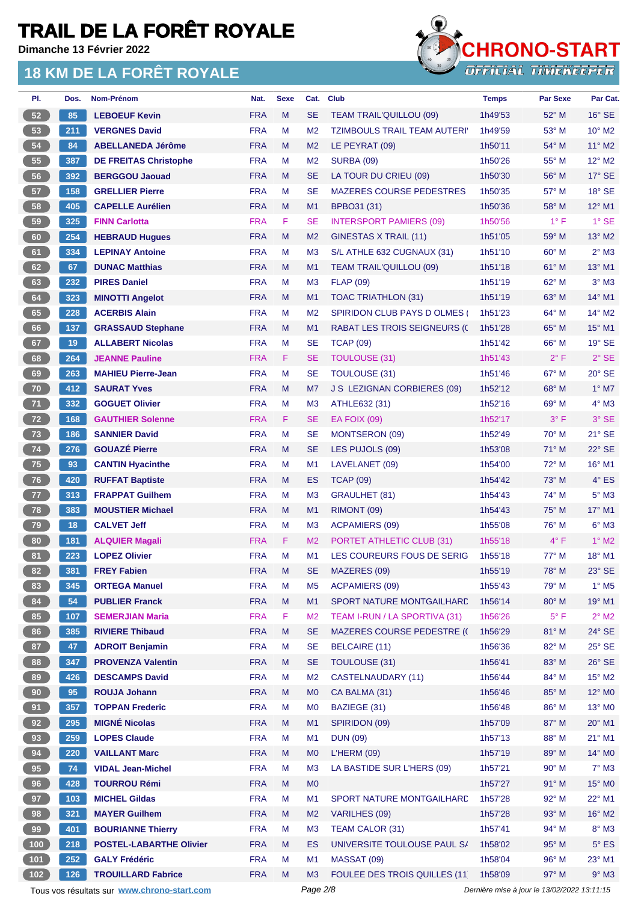# TRAIL DE LA FORÊT ROYALE

Dimanche 13 Février 2022

## 18 KM DE LA FORÊT ROYALE

| Pl. | Dos. | Nom-Prénom | Nat. | Sexe | Cat. | Club | Temps | Par Sexe | Par Cat. |
|---|---|---|---|---|---|---|---|---|---|
| 52 | 85 | LEBOEUF Kevin | FRA | M | SE | TEAM TRAIL'QUILLOU (09) | 1h49'53 | 52° M | 16° SE |
| 53 | 211 | VERGNES David | FRA | M | M2 | TZIMBOULS TRAIL TEAM AUTERI' | 1h49'59 | 53° M | 10° M2 |
| 54 | 84 | ABELLANEDA Jérôme | FRA | M | M2 | LE PEYRAT (09) | 1h50'11 | 54° M | 11° M2 |
| 55 | 387 | DE FREITAS Christophe | FRA | M | M2 | SURBA (09) | 1h50'26 | 55° M | 12° M2 |
| 56 | 392 | BERGGOU Jaouad | FRA | M | SE | LA TOUR DU CRIEU (09) | 1h50'30 | 56° M | 17° SE |
| 57 | 158 | GRELLIER Pierre | FRA | M | SE | MAZERES COURSE PEDESTRES | 1h50'35 | 57° M | 18° SE |
| 58 | 405 | CAPELLE Aurélien | FRA | M | M1 | BPBO31 (31) | 1h50'36 | 58° M | 12° M1 |
| 59 | 325 | FINN Carlotta | FRA | F | SE | INTERSPORT PAMIERS (09) | 1h50'56 | 1° F | 1° SE |
| 60 | 254 | HEBRAUD Hugues | FRA | M | M2 | GINESTAS X TRAIL (11) | 1h51'05 | 59° M | 13° M2 |
| 61 | 334 | LEPINAY Antoine | FRA | M | M3 | S/L ATHLE 632 CUGNAUX (31) | 1h51'10 | 60° M | 2° M3 |
| 62 | 67 | DUNAC Matthias | FRA | M | M1 | TEAM TRAIL'QUILLOU (09) | 1h51'18 | 61° M | 13° M1 |
| 63 | 232 | PIRES Daniel | FRA | M | M3 | FLAP (09) | 1h51'19 | 62° M | 3° M3 |
| 64 | 323 | MINOTTI Angelot | FRA | M | M1 | TOAC TRIATHLON (31) | 1h51'19 | 63° M | 14° M1 |
| 65 | 228 | ACERBIS Alain | FRA | M | M2 | SPIRIDON CLUB PAYS D OLMES ( | 1h51'23 | 64° M | 14° M2 |
| 66 | 137 | GRASSAUD Stephane | FRA | M | M1 | RABAT LES TROIS SEIGNEURS (( | 1h51'28 | 65° M | 15° M1 |
| 67 | 19 | ALLABERT Nicolas | FRA | M | SE | TCAP (09) | 1h51'42 | 66° M | 19° SE |
| 68 | 264 | JEANNE Pauline | FRA | F | SE | TOULOUSE (31) | 1h51'43 | 2° F | 2° SE |
| 69 | 263 | MAHIEU Pierre-Jean | FRA | M | SE | TOULOUSE (31) | 1h51'46 | 67° M | 20° SE |
| 70 | 412 | SAURAT Yves | FRA | M | M7 | J S LEZIGNAN CORBIERES (09) | 1h52'12 | 68° M | 1° M7 |
| 71 | 332 | GOGUET Olivier | FRA | M | M3 | ATHLE632 (31) | 1h52'16 | 69° M | 4° M3 |
| 72 | 168 | GAUTHIER Solenne | FRA | F | SE | EA FOIX (09) | 1h52'17 | 3° F | 3° SE |
| 73 | 186 | SANNIER David | FRA | M | SE | MONTSERON (09) | 1h52'49 | 70° M | 21° SE |
| 74 | 276 | GOUAZÉ Pierre | FRA | M | SE | LES PUJOLS (09) | 1h53'08 | 71° M | 22° SE |
| 75 | 93 | CANTIN Hyacinthe | FRA | M | M1 | LAVELANET (09) | 1h54'00 | 72° M | 16° M1 |
| 76 | 420 | RUFFAT Baptiste | FRA | M | ES | TCAP (09) | 1h54'42 | 73° M | 4° ES |
| 77 | 313 | FRAPPAT Guilhem | FRA | M | M3 | GRAULHET (81) | 1h54'43 | 74° M | 5° M3 |
| 78 | 383 | MOUSTIER Michael | FRA | M | M1 | RIMONT (09) | 1h54'43 | 75° M | 17° M1 |
| 79 | 18 | CALVET Jeff | FRA | M | M3 | ACPAMIERS (09) | 1h55'08 | 76° M | 6° M3 |
| 80 | 181 | ALQUIER Magali | FRA | F | M2 | PORTET ATHLETIC CLUB (31) | 1h55'18 | 4° F | 1° M2 |
| 81 | 223 | LOPEZ Olivier | FRA | M | M1 | LES COUREURS FOUS DE SERIG | 1h55'18 | 77° M | 18° M1 |
| 82 | 381 | FREY Fabien | FRA | M | SE | MAZERES (09) | 1h55'19 | 78° M | 23° SE |
| 83 | 345 | ORTEGA Manuel | FRA | M | M5 | ACPAMIERS (09) | 1h55'43 | 79° M | 1° M5 |
| 84 | 54 | PUBLIER Franck | FRA | M | M1 | SPORT NATURE MONTGAILHARD | 1h56'14 | 80° M | 19° M1 |
| 85 | 107 | SEMERJIAN Maria | FRA | F | M2 | TEAM I-RUN / LA SPORTIVA (31) | 1h56'26 | 5° F | 2° M2 |
| 86 | 385 | RIVIERE Thibaud | FRA | M | SE | MAZERES COURSE PEDESTRE (( | 1h56'29 | 81° M | 24° SE |
| 87 | 47 | ADROIT Benjamin | FRA | M | SE | BELCAIRE (11) | 1h56'36 | 82° M | 25° SE |
| 88 | 347 | PROVENZA Valentin | FRA | M | SE | TOULOUSE (31) | 1h56'41 | 83° M | 26° SE |
| 89 | 426 | DESCAMPS David | FRA | M | M2 | CASTELNAUDARY (11) | 1h56'44 | 84° M | 15° M2 |
| 90 | 95 | ROUJA Johann | FRA | M | M0 | CA BALMA (31) | 1h56'46 | 85° M | 12° M0 |
| 91 | 357 | TOPPAN Frederic | FRA | M | M0 | BAZIEGE (31) | 1h56'48 | 86° M | 13° M0 |
| 92 | 295 | MIGNÉ Nicolas | FRA | M | M1 | SPIRIDON (09) | 1h57'09 | 87° M | 20° M1 |
| 93 | 259 | LOPES Claude | FRA | M | M1 | DUN (09) | 1h57'13 | 88° M | 21° M1 |
| 94 | 220 | VAILLANT Marc | FRA | M | M0 | L'HERM (09) | 1h57'19 | 89° M | 14° M0 |
| 95 | 74 | VIDAL Jean-Michel | FRA | M | M3 | LA BASTIDE SUR L'HERS (09) | 1h57'21 | 90° M | 7° M3 |
| 96 | 428 | TOURROU Rémi | FRA | M | M0 | | 1h57'27 | 91° M | 15° M0 |
| 97 | 103 | MICHEL Gildas | FRA | M | M1 | SPORT NATURE MONTGAILHARD | 1h57'28 | 92° M | 22° M1 |
| 98 | 321 | MAYER Guilhem | FRA | M | M2 | VARILHES (09) | 1h57'28 | 93° M | 16° M2 |
| 99 | 401 | BOURIANNE Thierry | FRA | M | M3 | TEAM CALOR (31) | 1h57'41 | 94° M | 8° M3 |
| 100 | 218 | POSTEL-LABARTHE Olivier | FRA | M | ES | UNIVERSITE TOULOUSE PAUL S/ | 1h58'02 | 95° M | 5° ES |
| 101 | 252 | GALY Frédéric | FRA | M | M1 | MASSAT (09) | 1h58'04 | 96° M | 23° M1 |
| 102 | 126 | TROUILLARD Fabrice | FRA | M | M3 | FOULEE DES TROIS QUILLES (11 | 1h58'09 | 97° M | 9° M3 |

Tous vos résultats sur www.chrono-start.com

Dernière mise à jour le 13/02/2022 13:11:15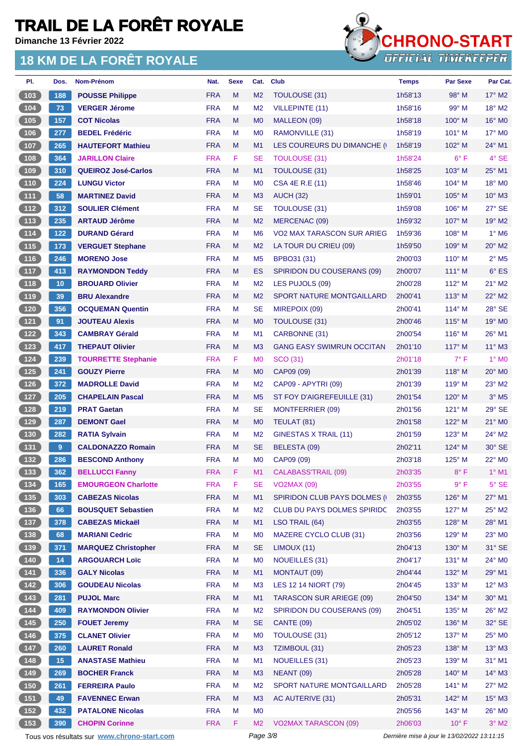# TRAIL DE LA FORÊT ROYALE

Dimanche 13 Février 2022

## 18 KM DE LA FORÊT ROYALE

| Pl. | Dos. | Nom-Prénom | Nat. | Sexe | Cat. | Club | Temps | Par Sexe | Par Cat. |
|---|---|---|---|---|---|---|---|---|---|
| 103 | 188 | POUSSE Philippe | FRA | M | M2 | TOULOUSE (31) | 1h58'13 | 98° M | 17° M2 |
| 104 | 73 | VERGER Jérome | FRA | M | M2 | VILLEPINTE (11) | 1h58'16 | 99° M | 18° M2 |
| 105 | 157 | COT Nicolas | FRA | M | M0 | MALLEON (09) | 1h58'18 | 100° M | 16° M0 |
| 106 | 277 | BEDEL Frédéric | FRA | M | M0 | RAMONVILLE (31) | 1h58'19 | 101° M | 17° M0 |
| 107 | 265 | HAUTEFORT Mathieu | FRA | M | M1 | LES COUREURS DU DIMANCHE ( | 1h58'19 | 102° M | 24° M1 |
| 108 | 364 | JARILLON Claire | FRA | F | SE | TOULOUSE (31) | 1h58'24 | 6° F | 4° SE |
| 109 | 310 | QUEIROZ José-Carlos | FRA | M | M1 | TOULOUSE (31) | 1h58'25 | 103° M | 25° M1 |
| 110 | 224 | LUNGU Victor | FRA | M | M0 | CSA 4E R.E (11) | 1h58'46 | 104° M | 18° M0 |
| 111 | 58 | MARTINEZ David | FRA | M | M3 | AUCH (32) | 1h59'01 | 105° M | 10° M3 |
| 112 | 312 | SOULIER Clément | FRA | M | SE | TOULOUSE (31) | 1h59'08 | 106° M | 27° SE |
| 113 | 235 | ARTAUD Jérôme | FRA | M | M2 | MERCENAC (09) | 1h59'32 | 107° M | 19° M2 |
| 114 | 122 | DURAND Gérard | FRA | M | M6 | VO2 MAX TARASCON SUR ARIEG | 1h59'36 | 108° M | 1° M6 |
| 115 | 173 | VERGUET Stephane | FRA | M | M2 | LA TOUR DU CRIEU (09) | 1h59'50 | 109° M | 20° M2 |
| 116 | 246 | MORENO Jose | FRA | M | M5 | BPBO31 (31) | 2h00'03 | 110° M | 2° M5 |
| 117 | 413 | RAYMONDON Teddy | FRA | M | ES | SPIRIDON DU COUSERANS (09) | 2h00'07 | 111° M | 6° ES |
| 118 | 10 | BROUARD Olivier | FRA | M | M2 | LES PUJOLS (09) | 2h00'28 | 112° M | 21° M2 |
| 119 | 39 | BRU Alexandre | FRA | M | M2 | SPORT NATURE MONTGAILLARD | 2h00'41 | 113° M | 22° M2 |
| 120 | 356 | OCQUEMAN Quentin | FRA | M | SE | MIREPOIX (09) | 2h00'41 | 114° M | 28° SE |
| 121 | 91 | JOUTEAU Alexis | FRA | M | M0 | TOULOUSE (31) | 2h00'46 | 115° M | 19° M0 |
| 122 | 343 | CAMBRAY Gérald | FRA | M | M1 | CARBONNE (31) | 2h00'54 | 116° M | 26° M1 |
| 123 | 417 | THEPAUT Olivier | FRA | M | M3 | GANG EASY SWIMRUN OCCITAN | 2h01'10 | 117° M | 11° M3 |
| 124 | 239 | TOURRETTE Stephanie | FRA | F | M0 | SCO (31) | 2h01'18 | 7° F | 1° M0 |
| 125 | 241 | GOUZY Pierre | FRA | M | M0 | CAP09 (09) | 2h01'39 | 118° M | 20° M0 |
| 126 | 372 | MADROLLE David | FRA | M | M2 | CAP09 - APYTRI (09) | 2h01'39 | 119° M | 23° M2 |
| 127 | 205 | CHAPELAIN Pascal | FRA | M | M5 | ST FOY D'AIGREFEUILLE (31) | 2h01'54 | 120° M | 3° M5 |
| 128 | 219 | PRAT Gaetan | FRA | M | SE | MONTFERRIER (09) | 2h01'56 | 121° M | 29° SE |
| 129 | 287 | DEMONT Gael | FRA | M | M0 | TEULAT (81) | 2h01'58 | 122° M | 21° M0 |
| 130 | 282 | RATIA Sylvain | FRA | M | M2 | GINESTAS X TRAIL (11) | 2h01'59 | 123° M | 24° M2 |
| 131 | 9 | CALDONAZZO Romain | FRA | M | SE | BELESTA (09) | 2h02'11 | 124° M | 30° SE |
| 132 | 286 | BESCOND Anthony | FRA | M | M0 | CAP09 (09) | 2h03'18 | 125° M | 22° M0 |
| 133 | 362 | BELLUCCI Fanny | FRA | F | M1 | CALABASS'TRAIL (09) | 2h03'35 | 8° F | 1° M1 |
| 134 | 165 | EMOURGEON Charlotte | FRA | F | SE | VO2MAX (09) | 2h03'55 | 9° F | 5° SE |
| 135 | 303 | CABEZAS Nicolas | FRA | M | M1 | SPIRIDON CLUB PAYS DOLMES ( | 2h03'55 | 126° M | 27° M1 |
| 136 | 66 | BOUSQUET Sebastien | FRA | M | M2 | CLUB DU PAYS DOLMES SPIRIDC | 2h03'55 | 127° M | 25° M2 |
| 137 | 378 | CABEZAS Mickaël | FRA | M | M1 | LSO TRAIL (64) | 2h03'55 | 128° M | 28° M1 |
| 138 | 68 | MARIANI Cedric | FRA | M | M0 | MAZERE CYCLO CLUB (31) | 2h03'56 | 129° M | 23° M0 |
| 139 | 371 | MARQUEZ Christopher | FRA | M | SE | LIMOUX (11) | 2h04'13 | 130° M | 31° SE |
| 140 | 14 | ARGOUARCH Loïc | FRA | M | M0 | NOUEILLES (31) | 2h04'17 | 131° M | 24° M0 |
| 141 | 336 | GALY Nicolas | FRA | M | M1 | MONTAUT (09) | 2h04'44 | 132° M | 29° M1 |
| 142 | 306 | GOUDEAU Nicolas | FRA | M | M3 | LES 12 14 NIORT (79) | 2h04'45 | 133° M | 12° M3 |
| 143 | 281 | PUJOL Marc | FRA | M | M1 | TARASCON SUR ARIEGE (09) | 2h04'50 | 134° M | 30° M1 |
| 144 | 409 | RAYMONDON Olivier | FRA | M | M2 | SPIRIDON DU COUSERANS (09) | 2h04'51 | 135° M | 26° M2 |
| 145 | 250 | FOUET Jeremy | FRA | M | SE | CANTE (09) | 2h05'02 | 136° M | 32° SE |
| 146 | 375 | CLANET Olivier | FRA | M | M0 | TOULOUSE (31) | 2h05'12 | 137° M | 25° M0 |
| 147 | 260 | LAURET Ronald | FRA | M | M3 | TZIMBOUL (31) | 2h05'23 | 138° M | 13° M3 |
| 148 | 15 | ANASTASE Mathieu | FRA | M | M1 | NOUEILLES (31) | 2h05'23 | 139° M | 31° M1 |
| 149 | 269 | BOCHER Franck | FRA | M | M3 | NEANT (09) | 2h05'28 | 140° M | 14° M3 |
| 150 | 261 | FERREIRA Paulo | FRA | M | M2 | SPORT NATURE MONTGAILLARD | 2h05'28 | 141° M | 27° M2 |
| 151 | 49 | FAVENNEC Erwan | FRA | M | M3 | AC AUTERIVE (31) | 2h05'31 | 142° M | 15° M3 |
| 152 | 432 | PATALONE Nicolas | FRA | M | M0 |  | 2h05'56 | 143° M | 26° M0 |
| 153 | 390 | CHOPIN Corinne | FRA | F | M2 | VO2MAX TARASCON (09) | 2h06'03 | 10° F | 3° M2 |

Tous vos résultats sur www.chrono-start.com — Dernière mise à jour le 13/02/2022 13:11:15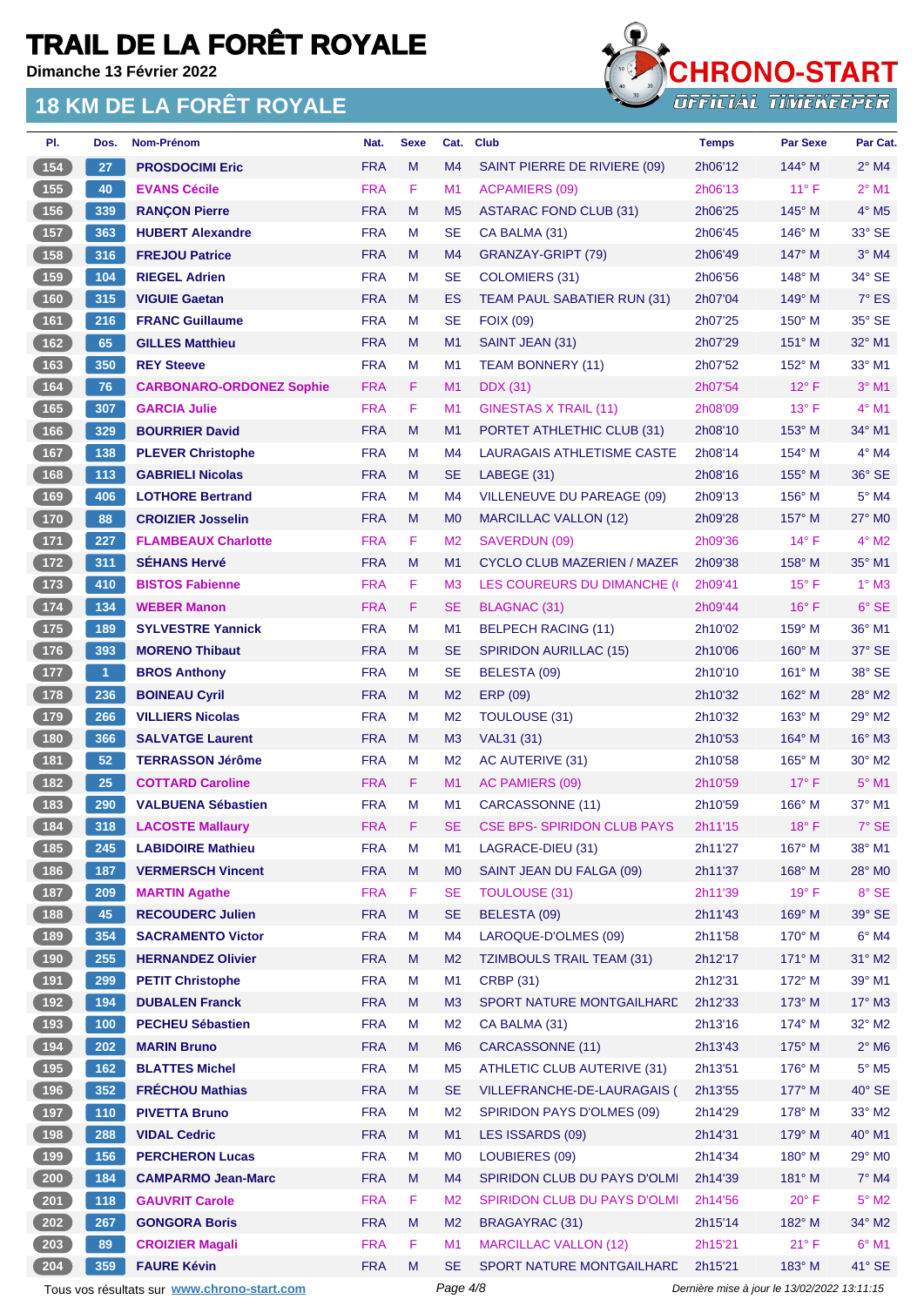# TRAIL DE LA FORÊT ROYALE

**Dimanche 13 Février 2022**

## 18 KM DE LA FORÊT ROYALE

CHRONO-START
OFFICIAL TIMEKEEPER

| Pl. | Dos. | Nom-Prénom | Nat. | Sexe | Cat. | Club | Temps | Par Sexe | Par Cat. |
|---|---|---|---|---|---|---|---|---|---|
| 154 | 27 | PROSDOCIMI Eric | FRA | M | M4 | SAINT PIERRE DE RIVIERE (09) | 2h06'12 | 144° M | 2° M4 |
| 155 | 40 | EVANS Cécile | FRA | F | M1 | ACPAMIERS (09) | 2h06'13 | 11° F | 2° M1 |
| 156 | 339 | RANÇON Pierre | FRA | M | M5 | ASTARAC FOND CLUB (31) | 2h06'25 | 145° M | 4° M5 |
| 157 | 363 | HUBERT Alexandre | FRA | M | SE | CA BALMA (31) | 2h06'45 | 146° M | 33° SE |
| 158 | 316 | FREJOU Patrice | FRA | M | M4 | GRANZAY-GRIPT (79) | 2h06'49 | 147° M | 3° M4 |
| 159 | 104 | RIEGEL Adrien | FRA | M | SE | COLOMIERS (31) | 2h06'56 | 148° M | 34° SE |
| 160 | 315 | VIGUIE Gaetan | FRA | M | ES | TEAM PAUL SABATIER RUN (31) | 2h07'04 | 149° M | 7° ES |
| 161 | 216 | FRANC Guillaume | FRA | M | SE | FOIX (09) | 2h07'25 | 150° M | 35° SE |
| 162 | 65 | GILLES Matthieu | FRA | M | M1 | SAINT JEAN (31) | 2h07'29 | 151° M | 32° M1 |
| 163 | 350 | REY Steeve | FRA | M | M1 | TEAM BONNERY (11) | 2h07'52 | 152° M | 33° M1 |
| 164 | 76 | CARBONARO-ORDONEZ Sophie | FRA | F | M1 | DDX (31) | 2h07'54 | 12° F | 3° M1 |
| 165 | 307 | GARCIA Julie | FRA | F | M1 | GINESTAS X TRAIL (11) | 2h08'09 | 13° F | 4° M1 |
| 166 | 329 | BOURRIER David | FRA | M | M1 | PORTET ATHLETHIC CLUB (31) | 2h08'10 | 153° M | 34° M1 |
| 167 | 138 | PLEVER Christophe | FRA | M | M4 | LAURAGAIS ATHLETISME CASTE | 2h08'14 | 154° M | 4° M4 |
| 168 | 113 | GABRIELI Nicolas | FRA | M | SE | LABEGE (31) | 2h08'16 | 155° M | 36° SE |
| 169 | 406 | LOTHORE Bertrand | FRA | M | M4 | VILLENEUVE DU PAREAGE (09) | 2h09'13 | 156° M | 5° M4 |
| 170 | 88 | CROIZIER Josselin | FRA | M | M0 | MARCILLAC VALLON (12) | 2h09'28 | 157° M | 27° M0 |
| 171 | 227 | FLAMBEAUX Charlotte | FRA | F | M2 | SAVERDUN (09) | 2h09'36 | 14° F | 4° M2 |
| 172 | 311 | SÉHANS Hervé | FRA | M | M1 | CYCLO CLUB MAZERIEN / MAZEF | 2h09'38 | 158° M | 35° M1 |
| 173 | 410 | BISTOS Fabienne | FRA | F | M3 | LES COUREURS DU DIMANCHE ( | 2h09'41 | 15° F | 1° M3 |
| 174 | 134 | WEBER Manon | FRA | F | SE | BLAGNAC (31) | 2h09'44 | 16° F | 6° SE |
| 175 | 189 | SYLVESTRE Yannick | FRA | M | M1 | BELPECH RACING (11) | 2h10'02 | 159° M | 36° M1 |
| 176 | 393 | MORENO Thibaut | FRA | M | SE | SPIRIDON AURILLAC (15) | 2h10'06 | 160° M | 37° SE |
| 177 | 1 | BROS Anthony | FRA | M | SE | BELESTA (09) | 2h10'10 | 161° M | 38° SE |
| 178 | 236 | BOINEAU Cyril | FRA | M | M2 | ERP (09) | 2h10'32 | 162° M | 28° M2 |
| 179 | 266 | VILLIERS Nicolas | FRA | M | M2 | TOULOUSE (31) | 2h10'32 | 163° M | 29° M2 |
| 180 | 366 | SALVATGE Laurent | FRA | M | M3 | VAL31 (31) | 2h10'53 | 164° M | 16° M3 |
| 181 | 52 | TERRASSON Jérôme | FRA | M | M2 | AC AUTERIVE (31) | 2h10'58 | 165° M | 30° M2 |
| 182 | 25 | COTTARD Caroline | FRA | F | M1 | AC PAMIERS (09) | 2h10'59 | 17° F | 5° M1 |
| 183 | 290 | VALBUENA Sébastien | FRA | M | M1 | CARCASSONNE (11) | 2h10'59 | 166° M | 37° M1 |
| 184 | 318 | LACOSTE Mallaury | FRA | F | SE | CSE BPS- SPIRIDON CLUB PAYS | 2h11'15 | 18° F | 7° SE |
| 185 | 245 | LABIDOIRE Mathieu | FRA | M | M1 | LAGRACE-DIEU (31) | 2h11'27 | 167° M | 38° M1 |
| 186 | 187 | VERMERSCH Vincent | FRA | M | M0 | SAINT JEAN DU FALGA (09) | 2h11'37 | 168° M | 28° M0 |
| 187 | 209 | MARTIN Agathe | FRA | F | SE | TOULOUSE (31) | 2h11'39 | 19° F | 8° SE |
| 188 | 45 | RECOUDERC Julien | FRA | M | SE | BELESTA (09) | 2h11'43 | 169° M | 39° SE |
| 189 | 354 | SACRAMENTO Victor | FRA | M | M4 | LAROQUE-D'OLMES (09) | 2h11'58 | 170° M | 6° M4 |
| 190 | 255 | HERNANDEZ Olivier | FRA | M | M2 | TZIMBOULS TRAIL TEAM (31) | 2h12'17 | 171° M | 31° M2 |
| 191 | 299 | PETIT Christophe | FRA | M | M1 | CRBP (31) | 2h12'31 | 172° M | 39° M1 |
| 192 | 194 | DUBALEN Franck | FRA | M | M3 | SPORT NATURE MONTGAILHARD | 2h12'33 | 173° M | 17° M3 |
| 193 | 100 | PECHEU Sébastien | FRA | M | M2 | CA BALMA (31) | 2h13'16 | 174° M | 32° M2 |
| 194 | 202 | MARIN Bruno | FRA | M | M6 | CARCASSONNE (11) | 2h13'43 | 175° M | 2° M6 |
| 195 | 162 | BLATTES Michel | FRA | M | M5 | ATHLETIC CLUB AUTERIVE (31) | 2h13'51 | 176° M | 5° M5 |
| 196 | 352 | FRÉCHOU Mathias | FRA | M | SE | VILLEFRANCHE-DE-LAURAGAIS ( | 2h13'55 | 177° M | 40° SE |
| 197 | 110 | PIVETTA Bruno | FRA | M | M2 | SPIRIDON PAYS D'OLMES (09) | 2h14'29 | 178° M | 33° M2 |
| 198 | 288 | VIDAL Cedric | FRA | M | M1 | LES ISSARDS (09) | 2h14'31 | 179° M | 40° M1 |
| 199 | 156 | PERCHERON Lucas | FRA | M | M0 | LOUBIERES (09) | 2h14'34 | 180° M | 29° M0 |
| 200 | 184 | CAMPARMO Jean-Marc | FRA | M | M4 | SPIRIDON CLUB DU PAYS D'OLMI | 2h14'39 | 181° M | 7° M4 |
| 201 | 118 | GAUVRIT Carole | FRA | F | M2 | SPIRIDON CLUB DU PAYS D'OLMI | 2h14'56 | 20° F | 5° M2 |
| 202 | 267 | GONGORA Boris | FRA | M | M2 | BRAGAYRAC (31) | 2h15'14 | 182° M | 34° M2 |
| 203 | 89 | CROIZIER Magali | FRA | F | M1 | MARCILLAC VALLON (12) | 2h15'21 | 21° F | 6° M1 |
| 204 | 359 | FAURE Kévin | FRA | M | SE | SPORT NATURE MONTGAILHARD | 2h15'21 | 183° M | 41° SE |

Tous vos résultats sur www.chrono-start.com

Dernière mise à jour le 13/02/2022 13:11:15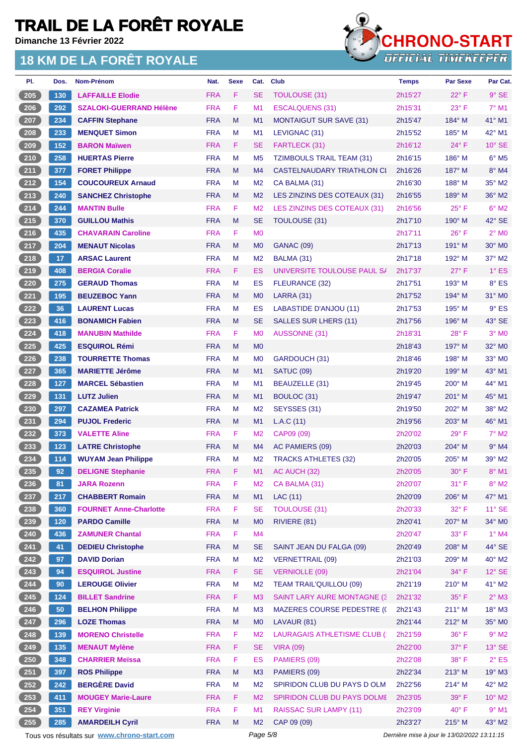# TRAIL DE LA FORÊT ROYALE

Dimanche 13 Février 2022

## 18 KM DE LA FORÊT ROYALE

| Pl. | Dos. | Nom-Prénom | Nat. | Sexe | Cat. | Club | Temps | Par Sexe | Par Cat. |
|---|---|---|---|---|---|---|---|---|---|
| 205 | 130 | LAFFAILLE Elodie | FRA | F | SE | TOULOUSE (31) | 2h15'27 | 22° F | 9° SE |
| 206 | 292 | SZALOKI-GUERRAND Hélène | FRA | F | M1 | ESCALQUENS (31) | 2h15'31 | 23° F | 7° M1 |
| 207 | 234 | CAFFIN Stephane | FRA | M | M1 | MONTAIGUT SUR SAVE (31) | 2h15'47 | 184° M | 41° M1 |
| 208 | 233 | MENQUET Simon | FRA | M | M1 | LEVIGNAC (31) | 2h15'52 | 185° M | 42° M1 |
| 209 | 152 | BARON Maïwen | FRA | F | SE | FARTLECK (31) | 2h16'12 | 24° F | 10° SE |
| 210 | 258 | HUERTAS Pierre | FRA | M | M5 | TZIMBOULS TRAIL TEAM (31) | 2h16'15 | 186° M | 6° M5 |
| 211 | 377 | FORET Philippe | FRA | M | M4 | CASTELNAUDARY TRIATHLON CL | 2h16'26 | 187° M | 8° M4 |
| 212 | 154 | COUCOUREUX Arnaud | FRA | M | M2 | CA BALMA (31) | 2h16'30 | 188° M | 35° M2 |
| 213 | 240 | SANCHEZ Christophe | FRA | M | M2 | LES ZINZINS DES COTEAUX (31) | 2h16'55 | 189° M | 36° M2 |
| 214 | 244 | MANTIN Bulle | FRA | F | M2 | LES ZINZINS DES COTEAUX (31) | 2h16'56 | 25° F | 6° M2 |
| 215 | 370 | GUILLOU Mathis | FRA | M | SE | TOULOUSE (31) | 2h17'10 | 190° M | 42° SE |
| 216 | 435 | CHAVARAIN Caroline | FRA | F | M0 | | 2h17'11 | 26° F | 2° M0 |
| 217 | 204 | MENAUT Nicolas | FRA | M | M0 | GANAC (09) | 2h17'13 | 191° M | 30° M0 |
| 218 | 17 | ARSAC Laurent | FRA | M | M2 | BALMA (31) | 2h17'18 | 192° M | 37° M2 |
| 219 | 408 | BERGIA Coralie | FRA | F | ES | UNIVERSITE TOULOUSE PAUL SA | 2h17'37 | 27° F | 1° ES |
| 220 | 275 | GERAUD Thomas | FRA | M | ES | FLEURANCE (32) | 2h17'51 | 193° M | 8° ES |
| 221 | 195 | BEUZEBOC Yann | FRA | M | M0 | LARRA (31) | 2h17'52 | 194° M | 31° M0 |
| 222 | 36 | LAURENT Lucas | FRA | M | ES | LABASTIDE D'ANJOU (11) | 2h17'53 | 195° M | 9° ES |
| 223 | 416 | BONAMICH Fabien | FRA | M | SE | SALLES SUR LHERS (11) | 2h17'56 | 196° M | 43° SE |
| 224 | 418 | MANUBIN Mathilde | FRA | F | M0 | AUSSONNE (31) | 2h18'31 | 28° F | 3° M0 |
| 225 | 425 | ESQUIROL Rémi | FRA | M | M0 | | 2h18'43 | 197° M | 32° M0 |
| 226 | 238 | TOURRETTE Thomas | FRA | M | M0 | GARDOUCH (31) | 2h18'46 | 198° M | 33° M0 |
| 227 | 365 | MARIETTE Jérôme | FRA | M | M1 | SATUC (09) | 2h19'20 | 199° M | 43° M1 |
| 228 | 127 | MARCEL Sébastien | FRA | M | M1 | BEAUZELLE (31) | 2h19'45 | 200° M | 44° M1 |
| 229 | 131 | LUTZ Julien | FRA | M | M1 | BOULOC (31) | 2h19'47 | 201° M | 45° M1 |
| 230 | 297 | CAZAMEA Patrick | FRA | M | M2 | SEYSSES (31) | 2h19'50 | 202° M | 38° M2 |
| 231 | 294 | PUJOL Frederic | FRA | M | M1 | L.A.C (11) | 2h19'56 | 203° M | 46° M1 |
| 232 | 373 | VALETTE Aline | FRA | F | M2 | CAP09 (09) | 2h20'02 | 29° F | 7° M2 |
| 233 | 123 | LATRE Christophe | FRA | M | M4 | AC PAMIERS (09) | 2h20'03 | 204° M | 9° M4 |
| 234 | 114 | WUYAM Jean Philippe | FRA | M | M2 | TRACKS ATHLETES (32) | 2h20'05 | 205° M | 39° M2 |
| 235 | 92 | DELIGNE Stephanie | FRA | F | M1 | AC AUCH (32) | 2h20'05 | 30° F | 8° M1 |
| 236 | 81 | JARA Rozenn | FRA | F | M2 | CA BALMA (31) | 2h20'07 | 31° F | 8° M2 |
| 237 | 217 | CHABBERT Romain | FRA | M | M1 | LAC (11) | 2h20'09 | 206° M | 47° M1 |
| 238 | 360 | FOURNET Anne-Charlotte | FRA | F | SE | TOULOUSE (31) | 2h20'33 | 32° F | 11° SE |
| 239 | 120 | PARDO Camille | FRA | M | M0 | RIVIERE (81) | 2h20'41 | 207° M | 34° M0 |
| 240 | 436 | ZAMUNER Chantal | FRA | F | M4 | | 2h20'47 | 33° F | 1° M4 |
| 241 | 41 | DEDIEU Christophe | FRA | M | SE | SAINT JEAN DU FALGA (09) | 2h20'49 | 208° M | 44° SE |
| 242 | 97 | DAVID Dorian | FRA | M | M2 | VERNETTRAIL (09) | 2h21'03 | 209° M | 40° M2 |
| 243 | 94 | ESQUIROL Justine | FRA | F | SE | VERNIOLLE (09) | 2h21'04 | 34° F | 12° SE |
| 244 | 90 | LEROUGE Olivier | FRA | M | M2 | TEAM TRAIL'QUILLOU (09) | 2h21'19 | 210° M | 41° M2 |
| 245 | 124 | BILLET Sandrine | FRA | F | M3 | SAINT LARY AURE MONTAGNE (3 | 2h21'32 | 35° F | 2° M3 |
| 246 | 50 | BELHON Philippe | FRA | M | M3 | MAZERES COURSE PEDESTRE (( | 2h21'43 | 211° M | 18° M3 |
| 247 | 296 | LOZE Thomas | FRA | M | M0 | LAVAUR (81) | 2h21'44 | 212° M | 35° M0 |
| 248 | 139 | MORENO Christelle | FRA | F | M2 | LAURAGAIS ATHLETISME CLUB (: | 2h21'59 | 36° F | 9° M2 |
| 249 | 135 | MENAUT Mylène | FRA | F | SE | VIRA (09) | 2h22'00 | 37° F | 13° SE |
| 250 | 348 | CHARRIER Meïssa | FRA | F | ES | PAMIERS (09) | 2h22'08 | 38° F | 2° ES |
| 251 | 397 | ROS Philippe | FRA | M | M3 | PAMIERS (09) | 2h22'34 | 213° M | 19° M3 |
| 252 | 242 | BERGÈRE David | FRA | M | M2 | SPIRIDON CLUB DU PAYS D OLM | 2h22'56 | 214° M | 42° M2 |
| 253 | 411 | MOUGEY Marie-Laure | FRA | F | M2 | SPIRIDON CLUB DU PAYS DOLMI | 2h23'05 | 39° F | 10° M2 |
| 254 | 351 | REY Virginie | FRA | F | M1 | RAISSAC SUR LAMPY (11) | 2h23'09 | 40° F | 9° M1 |
| 255 | 285 | AMARDEILH Cyril | FRA | M | M2 | CAP 09 (09) | 2h23'27 | 215° M | 43° M2 |

Tous vos résultats sur www.chrono-start.com

Dernière mise à jour le 13/02/2022 13:11:15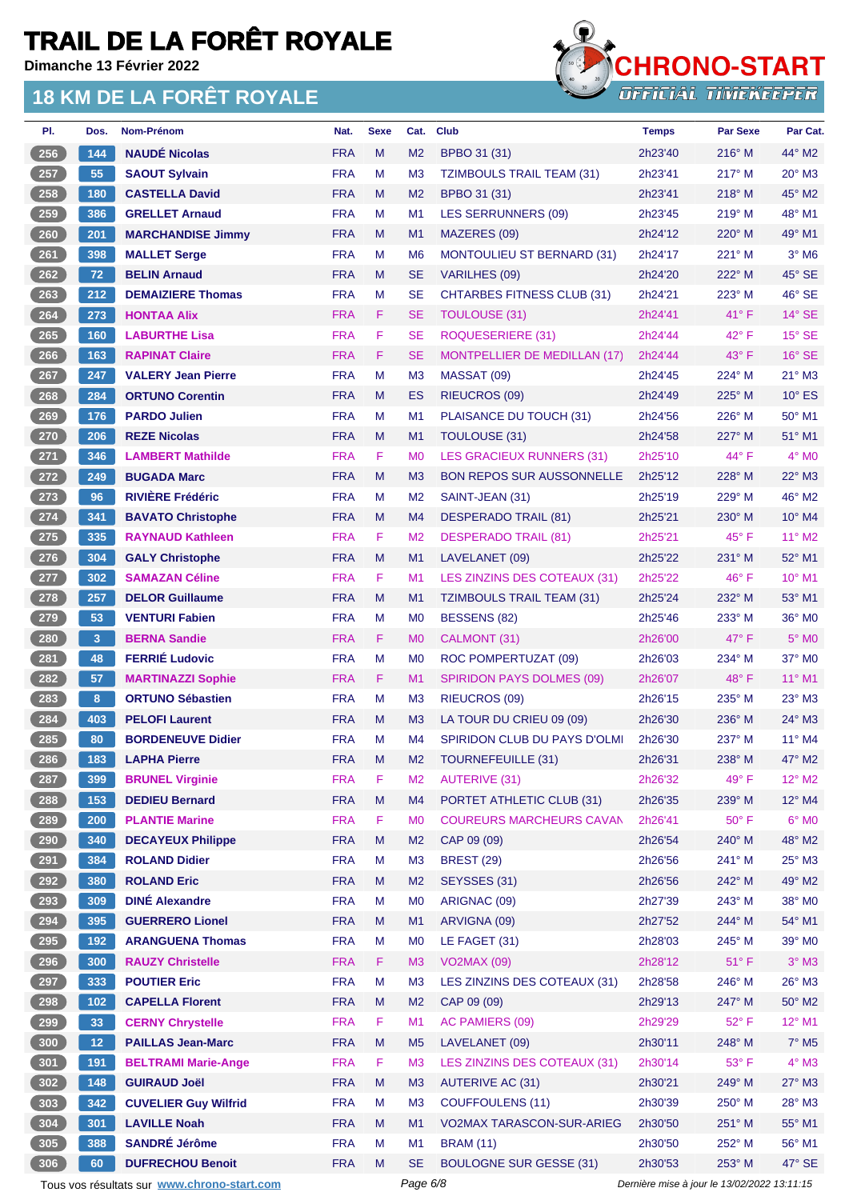# TRAIL DE LA FORÊT ROYALE

**Dimanche 13 Février 2022**

## 18 KM DE LA FORÊT ROYALE

| Pl. | Dos. | Nom-Prénom | Nat. | Sexe | Cat. | Club | Temps | Par Sexe | Par Cat. |
|---|---|---|---|---|---|---|---|---|---|
| 256 | 144 | NAUDÉ Nicolas | FRA | M | M2 | BPBO 31 (31) | 2h23'40 | 216° M | 44° M2 |
| 257 | 55 | SAOUT Sylvain | FRA | M | M3 | TZIMBOULS TRAIL TEAM (31) | 2h23'41 | 217° M | 20° M3 |
| 258 | 180 | CASTELLA David | FRA | M | M2 | BPBO 31 (31) | 2h23'41 | 218° M | 45° M2 |
| 259 | 386 | GRELLET Arnaud | FRA | M | M1 | LES SERRUNNERS (09) | 2h23'45 | 219° M | 48° M1 |
| 260 | 201 | MARCHANDISE Jimmy | FRA | M | M1 | MAZERES (09) | 2h24'12 | 220° M | 49° M1 |
| 261 | 398 | MALLET Serge | FRA | M | M6 | MONTOULIEU ST BERNARD (31) | 2h24'17 | 221° M | 3° M6 |
| 262 | 72 | BELIN Arnaud | FRA | M | SE | VARILHES (09) | 2h24'20 | 222° M | 45° SE |
| 263 | 212 | DEMAIZIERE Thomas | FRA | M | SE | CHTARBES FITNESS CLUB (31) | 2h24'21 | 223° M | 46° SE |
| 264 | 273 | HONTAA Alix | FRA | F | SE | TOULOUSE (31) | 2h24'41 | 41° F | 14° SE |
| 265 | 160 | LABURTHE Lisa | FRA | F | SE | ROQUESERIERE (31) | 2h24'44 | 42° F | 15° SE |
| 266 | 163 | RAPINAT Claire | FRA | F | SE | MONTPELLIER DE MEDILLAN (17) | 2h24'44 | 43° F | 16° SE |
| 267 | 247 | VALERY Jean Pierre | FRA | M | M3 | MASSAT (09) | 2h24'45 | 224° M | 21° M3 |
| 268 | 284 | ORTUNO Corentin | FRA | M | ES | RIEUCROS (09) | 2h24'49 | 225° M | 10° ES |
| 269 | 176 | PARDO Julien | FRA | M | M1 | PLAISANCE DU TOUCH (31) | 2h24'56 | 226° M | 50° M1 |
| 270 | 206 | REZE Nicolas | FRA | M | M1 | TOULOUSE (31) | 2h24'58 | 227° M | 51° M1 |
| 271 | 346 | LAMBERT Mathilde | FRA | F | M0 | LES GRACIEUX RUNNERS (31) | 2h25'10 | 44° F | 4° M0 |
| 272 | 249 | BUGADA Marc | FRA | M | M3 | BON REPOS SUR AUSSONNELLE | 2h25'12 | 228° M | 22° M3 |
| 273 | 96 | RIVIÈRE Frédéric | FRA | M | M2 | SAINT-JEAN (31) | 2h25'19 | 229° M | 46° M2 |
| 274 | 341 | BAVATO Christophe | FRA | M | M4 | DESPERADO TRAIL (81) | 2h25'21 | 230° M | 10° M4 |
| 275 | 335 | RAYNAUD Kathleen | FRA | F | M2 | DESPERADO TRAIL (81) | 2h25'21 | 45° F | 11° M2 |
| 276 | 304 | GALY Christophe | FRA | M | M1 | LAVELANET (09) | 2h25'22 | 231° M | 52° M1 |
| 277 | 302 | SAMAZAN Céline | FRA | F | M1 | LES ZINZINS DES COTEAUX (31) | 2h25'22 | 46° F | 10° M1 |
| 278 | 257 | DELOR Guillaume | FRA | M | M1 | TZIMBOULS TRAIL TEAM (31) | 2h25'24 | 232° M | 53° M1 |
| 279 | 53 | VENTURI Fabien | FRA | M | M0 | BESSENS (82) | 2h25'46 | 233° M | 36° M0 |
| 280 | 3 | BERNA Sandie | FRA | F | M0 | CALMONT (31) | 2h26'00 | 47° F | 5° M0 |
| 281 | 48 | FERRIÉ Ludovic | FRA | M | M0 | ROC POMPERTUZAT (09) | 2h26'03 | 234° M | 37° M0 |
| 282 | 57 | MARTINAZZI Sophie | FRA | F | M1 | SPIRIDON PAYS DOLMES (09) | 2h26'07 | 48° F | 11° M1 |
| 283 | 8 | ORTUNO Sébastien | FRA | M | M3 | RIEUCROS (09) | 2h26'15 | 235° M | 23° M3 |
| 284 | 403 | PELOFI Laurent | FRA | M | M3 | LA TOUR DU CRIEU 09 (09) | 2h26'30 | 236° M | 24° M3 |
| 285 | 80 | BORDENEUVE Didier | FRA | M | M4 | SPIRIDON CLUB DU PAYS D'OLMI | 2h26'30 | 237° M | 11° M4 |
| 286 | 183 | LAPHA Pierre | FRA | M | M2 | TOURNEFEUILLE (31) | 2h26'31 | 238° M | 47° M2 |
| 287 | 399 | BRUNEL Virginie | FRA | F | M2 | AUTERIVE (31) | 2h26'32 | 49° F | 12° M2 |
| 288 | 153 | DEDIEU Bernard | FRA | M | M4 | PORTET ATHLETIC CLUB (31) | 2h26'35 | 239° M | 12° M4 |
| 289 | 200 | PLANTIE Marine | FRA | F | M0 | COUREURS MARCHEURS CAVAN | 2h26'41 | 50° F | 6° M0 |
| 290 | 340 | DECAYEUX Philippe | FRA | M | M2 | CAP 09 (09) | 2h26'54 | 240° M | 48° M2 |
| 291 | 384 | ROLAND Didier | FRA | M | M3 | BREST (29) | 2h26'56 | 241° M | 25° M3 |
| 292 | 380 | ROLAND Eric | FRA | M | M2 | SEYSSES (31) | 2h26'56 | 242° M | 49° M2 |
| 293 | 309 | DINÉ Alexandre | FRA | M | M0 | ARIGNAC (09) | 2h27'39 | 243° M | 38° M0 |
| 294 | 395 | GUERRERO Lionel | FRA | M | M1 | ARVIGNA (09) | 2h27'52 | 244° M | 54° M1 |
| 295 | 192 | ARANGUENA Thomas | FRA | M | M0 | LE FAGET (31) | 2h28'03 | 245° M | 39° M0 |
| 296 | 300 | RAUZY Christelle | FRA | F | M3 | VO2MAX (09) | 2h28'12 | 51° F | 3° M3 |
| 297 | 333 | POUTIER Eric | FRA | M | M3 | LES ZINZINS DES COTEAUX (31) | 2h28'58 | 246° M | 26° M3 |
| 298 | 102 | CAPELLA Florent | FRA | M | M2 | CAP 09 (09) | 2h29'13 | 247° M | 50° M2 |
| 299 | 33 | CERNY Chrystelle | FRA | F | M1 | AC PAMIERS (09) | 2h29'29 | 52° F | 12° M1 |
| 300 | 12 | PAILLAS Jean-Marc | FRA | M | M5 | LAVELANET (09) | 2h30'11 | 248° M | 7° M5 |
| 301 | 191 | BELTRAMI Marie-Ange | FRA | F | M3 | LES ZINZINS DES COTEAUX (31) | 2h30'14 | 53° F | 4° M3 |
| 302 | 148 | GUIRAUD Joël | FRA | M | M3 | AUTERIVE AC (31) | 2h30'21 | 249° M | 27° M3 |
| 303 | 342 | CUVELIER Guy Wilfrid | FRA | M | M3 | COUFFOULENS (11) | 2h30'39 | 250° M | 28° M3 |
| 304 | 301 | LAVILLE Noah | FRA | M | M1 | VO2MAX TARASCON-SUR-ARIEG | 2h30'50 | 251° M | 55° M1 |
| 305 | 388 | SANDRÉ Jérôme | FRA | M | M1 | BRAM (11) | 2h30'50 | 252° M | 56° M1 |
| 306 | 60 | DUFRECHOU Benoit | FRA | M | SE | BOULOGNE SUR GESSE (31) | 2h30'53 | 253° M | 47° SE |

Tous vos résultats sur www.chrono-start.com — Dernière mise à jour le 13/02/2022 13:11:15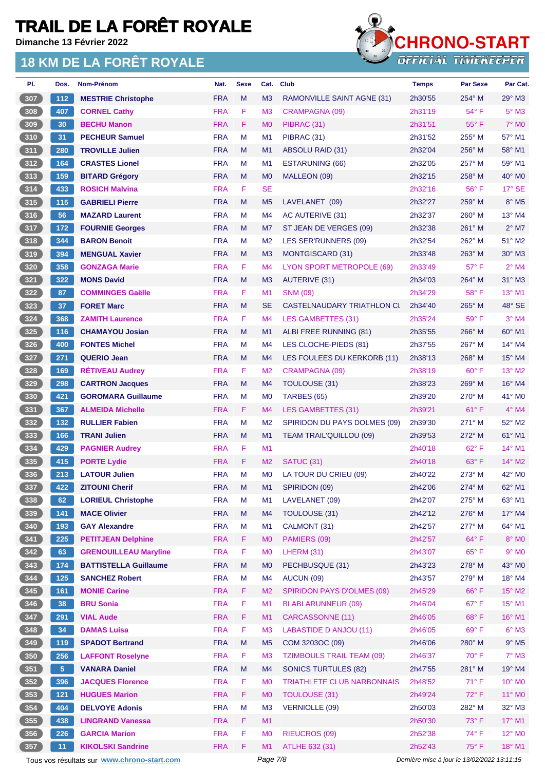# TRAIL DE LA FORÊT ROYALE

Dimanche 13 Février 2022

## 18 KM DE LA FORÊT ROYALE

| Pl. | Dos. | Nom-Prénom | Nat. | Sexe | Cat. | Club | Temps | Par Sexe | Par Cat. |
|---|---|---|---|---|---|---|---|---|---|
| 307 | 112 | **MESTRIE Christophe** | FRA | M | M3 | RAMONVILLE SAINT AGNE (31) | 2h30'55 | 254° M | 29° M3 |
| 308 | 407 | **CORNEL Cathy** | FRA | F | M3 | CRAMPAGNA (09) | 2h31'19 | 54° F | 5° M3 |
| 309 | 30 | **BECHU Manon** | FRA | F | M0 | PIBRAC (31) | 2h31'51 | 55° F | 7° M0 |
| 310 | 31 | **PECHEUR Samuel** | FRA | M | M1 | PIBRAC (31) | 2h31'52 | 255° M | 57° M1 |
| 311 | 280 | **TROVILLE Julien** | FRA | M | M1 | ABSOLU RAID (31) | 2h32'04 | 256° M | 58° M1 |
| 312 | 164 | **CRASTES Lionel** | FRA | M | M1 | ESTARUNING (66) | 2h32'05 | 257° M | 59° M1 |
| 313 | 159 | **BITARD Grégory** | FRA | M | M0 | MALLEON (09) | 2h32'15 | 258° M | 40° M0 |
| 314 | 433 | **ROSICH Malvina** | FRA | F | SE | | 2h32'16 | 56° F | 17° SE |
| 315 | 115 | **GABRIELI Pierre** | FRA | M | M5 | LAVELANET (09) | 2h32'27 | 259° M | 8° M5 |
| 316 | 56 | **MAZARD Laurent** | FRA | M | M4 | AC AUTERIVE (31) | 2h32'37 | 260° M | 13° M4 |
| 317 | 172 | **FOURNIE Georges** | FRA | M | M7 | ST JEAN DE VERGES (09) | 2h32'38 | 261° M | 2° M7 |
| 318 | 344 | **BARON Benoit** | FRA | M | M2 | LES SER'RUNNERS (09) | 2h32'54 | 262° M | 51° M2 |
| 319 | 394 | **MENGUAL Xavier** | FRA | M | M3 | MONTGISCARD (31) | 2h33'48 | 263° M | 30° M3 |
| 320 | 358 | **GONZAGA Marie** | FRA | F | M4 | LYON SPORT METROPOLE (69) | 2h33'49 | 57° F | 2° M4 |
| 321 | 322 | **MONS David** | FRA | M | M3 | AUTERIVE (31) | 2h34'03 | 264° M | 31° M3 |
| 322 | 87 | **COMMINGES Gaëlle** | FRA | F | M1 | SNM (09) | 2h34'29 | 58° F | 13° M1 |
| 323 | 37 | **FORET Marc** | FRA | M | SE | CASTELNAUDARY TRIATHLON CI | 2h34'40 | 265° M | 48° SE |
| 324 | 368 | **ZAMITH Laurence** | FRA | F | M4 | LES GAMBETTES (31) | 2h35'24 | 59° F | 3° M4 |
| 325 | 116 | **CHAMAYOU Josian** | FRA | M | M1 | ALBI FREE RUNNING (81) | 2h35'55 | 266° M | 60° M1 |
| 326 | 400 | **FONTES Michel** | FRA | M | M4 | LES CLOCHE-PIEDS (81) | 2h37'55 | 267° M | 14° M4 |
| 327 | 271 | **QUERIO Jean** | FRA | M | M4 | LES FOULEES DU KERKORB (11) | 2h38'13 | 268° M | 15° M4 |
| 328 | 169 | **RÉTIVEAU Audrey** | FRA | F | M2 | CRAMPAGNA (09) | 2h38'19 | 60° F | 13° M2 |
| 329 | 298 | **CARTRON Jacques** | FRA | M | M4 | TOULOUSE (31) | 2h38'23 | 269° M | 16° M4 |
| 330 | 421 | **GOROMARA Guillaume** | FRA | M | M0 | TARBES (65) | 2h39'20 | 270° M | 41° M0 |
| 331 | 367 | **ALMEIDA Michelle** | FRA | F | M4 | LES GAMBETTES (31) | 2h39'21 | 61° F | 4° M4 |
| 332 | 132 | **RULLIER Fabien** | FRA | M | M2 | SPIRIDON DU PAYS DOLMES (09) | 2h39'30 | 271° M | 52° M2 |
| 333 | 166 | **TRANI Julien** | FRA | M | M1 | TEAM TRAIL'QUILLOU (09) | 2h39'53 | 272° M | 61° M1 |
| 334 | 429 | **PAGNIER Audrey** | FRA | F | M1 | | 2h40'18 | 62° F | 14° M1 |
| 335 | 415 | **PORTE Lydie** | FRA | F | M2 | SATUC (31) | 2h40'18 | 63° F | 14° M2 |
| 336 | 213 | **LATOUR Julien** | FRA | M | M0 | LA TOUR DU CRIEU (09) | 2h40'22 | 273° M | 42° M0 |
| 337 | 422 | **ZITOUNI Cherif** | FRA | M | M1 | SPIRIDON (09) | 2h42'06 | 274° M | 62° M1 |
| 338 | 62 | **LORIEUL Christophe** | FRA | M | M1 | LAVELANET (09) | 2h42'07 | 275° M | 63° M1 |
| 339 | 141 | **MACE Olivier** | FRA | M | M4 | TOULOUSE (31) | 2h42'12 | 276° M | 17° M4 |
| 340 | 193 | **GAY Alexandre** | FRA | M | M1 | CALMONT (31) | 2h42'57 | 277° M | 64° M1 |
| 341 | 225 | **PETITJEAN Delphine** | FRA | F | M0 | PAMIERS (09) | 2h42'57 | 64° F | 8° M0 |
| 342 | 63 | **GRENOUILLEAU Maryline** | FRA | F | M0 | LHERM (31) | 2h43'07 | 65° F | 9° M0 |
| 343 | 174 | **BATTISTELLA Guillaume** | FRA | M | M0 | PECHBUSQUE (31) | 2h43'23 | 278° M | 43° M0 |
| 344 | 125 | **SANCHEZ Robert** | FRA | M | M4 | AUCUN (09) | 2h43'57 | 279° M | 18° M4 |
| 345 | 161 | **MONIE Carine** | FRA | F | M2 | SPIRIDON PAYS D'OLMES (09) | 2h45'29 | 66° F | 15° M2 |
| 346 | 38 | **BRU Sonia** | FRA | F | M1 | BLABLARUNNEUR (09) | 2h46'04 | 67° F | 15° M1 |
| 347 | 291 | **VIAL Aude** | FRA | F | M1 | CARCASSONNE (11) | 2h46'05 | 68° F | 16° M1 |
| 348 | 34 | **DAMAS Luisa** | FRA | F | M3 | LABASTIDE D ANJOU (11) | 2h46'05 | 69° F | 6° M3 |
| 349 | 119 | **SPADOT Bertrand** | FRA | M | M5 | COM 3203OC (09) | 2h46'06 | 280° M | 9° M5 |
| 350 | 256 | **LAFFONT Roselyne** | FRA | F | M3 | TZIMBOULS TRAIL TEAM (09) | 2h46'37 | 70° F | 7° M3 |
| 351 | 5 | **VANARA Daniel** | FRA | M | M4 | SONICS TURTULES (82) | 2h47'55 | 281° M | 19° M4 |
| 352 | 396 | **JACQUES Florence** | FRA | F | M0 | TRIATHLETE CLUB NARBONNAIS | 2h48'52 | 71° F | 10° M0 |
| 353 | 121 | **HUGUES Marion** | FRA | F | M0 | TOULOUSE (31) | 2h49'24 | 72° F | 11° M0 |
| 354 | 404 | **DELVOYE Adonis** | FRA | M | M3 | VERNIOLLE (09) | 2h50'03 | 282° M | 32° M3 |
| 355 | 438 | **LINGRAND Vanessa** | FRA | F | M1 | | 2h50'30 | 73° F | 17° M1 |
| 356 | 226 | **GARCIA Marion** | FRA | F | M0 | RIEUCROS (09) | 2h52'38 | 74° F | 12° M0 |
| 357 | 11 | **KIKOLSKI Sandrine** | FRA | F | M1 | ATLHE 632 (31) | 2h52'43 | 75° F | 18° M1 |

Tous vos résultats sur www.chrono-start.com

*Dernière mise à jour le 13/02/2022 13:11:15*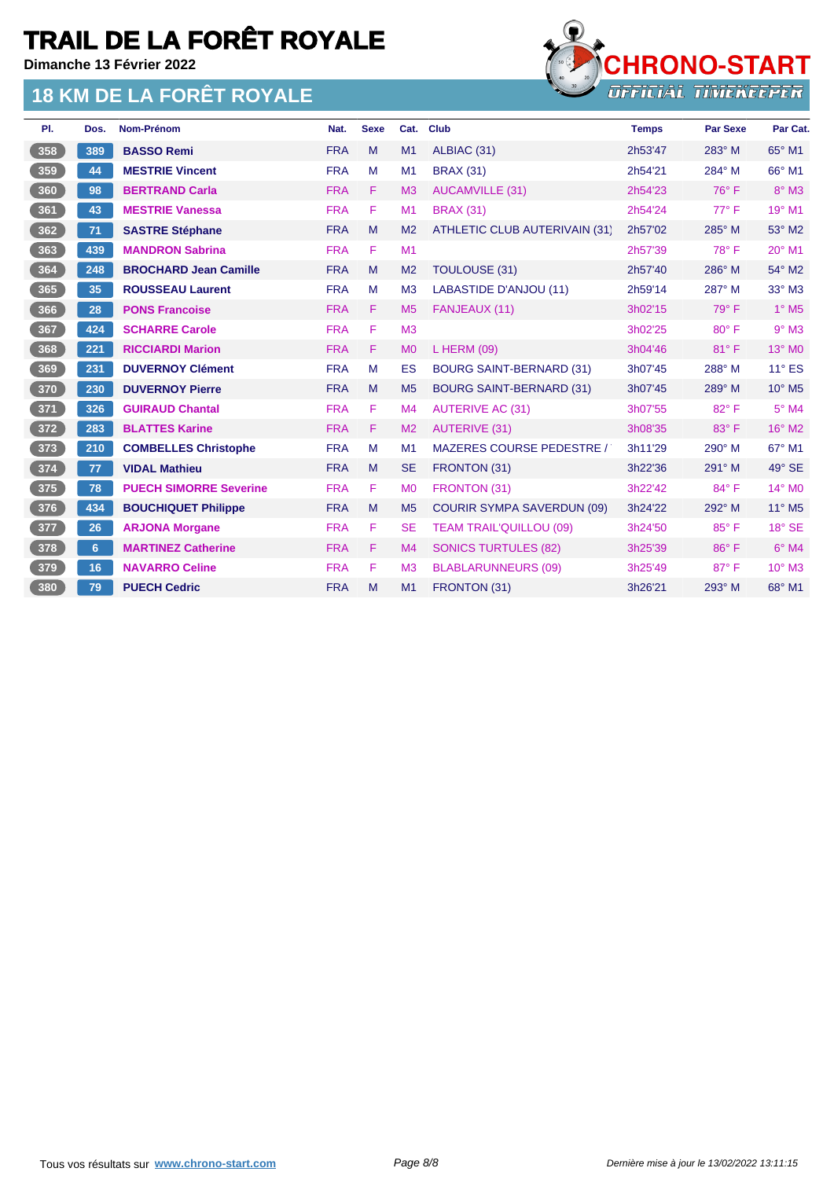# TRAIL DE LA FORÊT ROYALE

Dimanche 13 Février 2022

## 18 KM DE LA FORÊT ROYALE

| Pl. | Dos. | Nom-Prénom | Nat. | Sexe | Cat. | Club | Temps | Par Sexe | Par Cat. |
|---|---|---|---|---|---|---|---|---|---|
| 358 | 389 | **BASSO Remi** | FRA | M | M1 | ALBIAC (31) | 2h53'47 | 283° M | 65° M1 |
| 359 | 44 | **MESTRIE Vincent** | FRA | M | M1 | BRAX (31) | 2h54'21 | 284° M | 66° M1 |
| 360 | 98 | **BERTRAND Carla** | FRA | F | M3 | AUCAMVILLE (31) | 2h54'23 | 76° F | 8° M3 |
| 361 | 43 | **MESTRIE Vanessa** | FRA | F | M1 | BRAX (31) | 2h54'24 | 77° F | 19° M1 |
| 362 | 71 | **SASTRE Stéphane** | FRA | M | M2 | ATHLETIC CLUB AUTERIVAIN (31) | 2h57'02 | 285° M | 53° M2 |
| 363 | 439 | **MANDRON Sabrina** | FRA | F | M1 | | 2h57'39 | 78° F | 20° M1 |
| 364 | 248 | **BROCHARD Jean Camille** | FRA | M | M2 | TOULOUSE (31) | 2h57'40 | 286° M | 54° M2 |
| 365 | 35 | **ROUSSEAU Laurent** | FRA | M | M3 | LABASTIDE D'ANJOU (11) | 2h59'14 | 287° M | 33° M3 |
| 366 | 28 | **PONS Francoise** | FRA | F | M5 | FANJEAUX (11) | 3h02'15 | 79° F | 1° M5 |
| 367 | 424 | **SCHARRE Carole** | FRA | F | M3 | | 3h02'25 | 80° F | 9° M3 |
| 368 | 221 | **RICCIARDI Marion** | FRA | F | M0 | L HERM (09) | 3h04'46 | 81° F | 13° M0 |
| 369 | 231 | **DUVERNOY Clément** | FRA | M | ES | BOURG SAINT-BERNARD (31) | 3h07'45 | 288° M | 11° ES |
| 370 | 230 | **DUVERNOY Pierre** | FRA | M | M5 | BOURG SAINT-BERNARD (31) | 3h07'45 | 289° M | 10° M5 |
| 371 | 326 | **GUIRAUD Chantal** | FRA | F | M4 | AUTERIVE AC (31) | 3h07'55 | 82° F | 5° M4 |
| 372 | 283 | **BLATTES Karine** | FRA | F | M2 | AUTERIVE (31) | 3h08'35 | 83° F | 16° M2 |
| 373 | 210 | **COMBELLES Christophe** | FRA | M | M1 | MAZERES COURSE PEDESTRE / | 3h11'29 | 290° M | 67° M1 |
| 374 | 77 | **VIDAL Mathieu** | FRA | M | SE | FRONTON (31) | 3h22'36 | 291° M | 49° SE |
| 375 | 78 | **PUECH SIMORRE Severine** | FRA | F | M0 | FRONTON (31) | 3h22'42 | 84° F | 14° M0 |
| 376 | 434 | **BOUCHIQUET Philippe** | FRA | M | M5 | COURIR SYMPA SAVERDUN (09) | 3h24'22 | 292° M | 11° M5 |
| 377 | 26 | **ARJONA Morgane** | FRA | F | SE | TEAM TRAIL'QUILLOU (09) | 3h24'50 | 85° F | 18° SE |
| 378 | 6 | **MARTINEZ Catherine** | FRA | F | M4 | SONICS TURTULES (82) | 3h25'39 | 86° F | 6° M4 |
| 379 | 16 | **NAVARRO Celine** | FRA | F | M3 | BLABLARUNNEURS (09) | 3h25'49 | 87° F | 10° M3 |
| 380 | 79 | **PUECH Cedric** | FRA | M | M1 | FRONTON (31) | 3h26'21 | 293° M | 68° M1 |

Tous vos résultats sur www.chrono-start.com

*Dernière mise à jour le 13/02/2022 13:11:15*